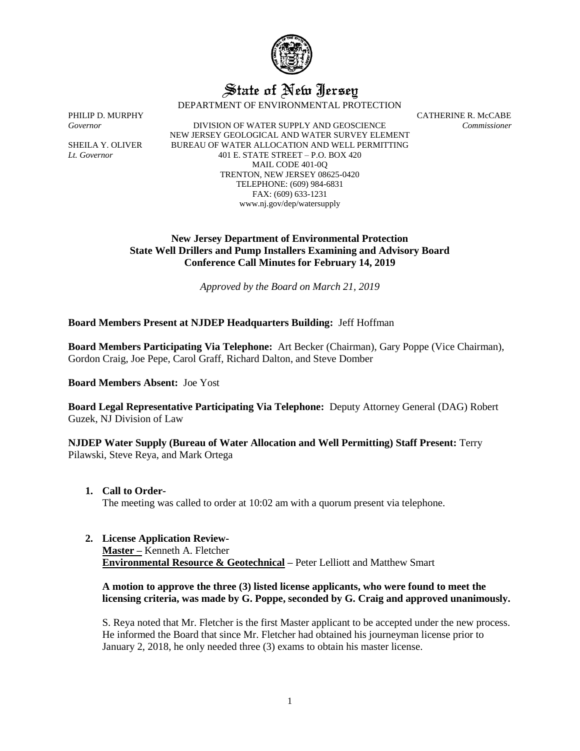# State of New Jersey

DEPARTMENT OF ENVIRONMENTAL PROTECTION

PHILIP D. MURPHY
*Governor*

SHEILA Y. OLIVER
*Lt. Governor*

DIVISION OF WATER SUPPLY AND GEOSCIENCE
NEW JERSEY GEOLOGICAL AND WATER SURVEY ELEMENT
BUREAU OF WATER ALLOCATION AND WELL PERMITTING
401 E. STATE STREET – P.O. BOX 420
MAIL CODE 401-0Q
TRENTON, NEW JERSEY 08625-0420
TELEPHONE: (609) 984-6831
FAX: (609) 633-1231
www.nj.gov/dep/watersupply

CATHERINE R. McCABE
*Commissioner*

**New Jersey Department of Environmental Protection**
**State Well Drillers and Pump Installers Examining and Advisory Board**
**Conference Call Minutes for February 14, 2019**

*Approved by the Board on March 21, 2019*

**Board Members Present at NJDEP Headquarters Building:** Jeff Hoffman

**Board Members Participating Via Telephone:** Art Becker (Chairman), Gary Poppe (Vice Chairman), Gordon Craig, Joe Pepe, Carol Graff, Richard Dalton, and Steve Domber

**Board Members Absent:** Joe Yost

**Board Legal Representative Participating Via Telephone:** Deputy Attorney General (DAG) Robert Guzek, NJ Division of Law

**NJDEP Water Supply (Bureau of Water Allocation and Well Permitting) Staff Present:** Terry Pilawski, Steve Reya, and Mark Ortega

1. **Call to Order-**
   The meeting was called to order at 10:02 am with a quorum present via telephone.

2. **License Application Review-**
   **Master –** Kenneth A. Fletcher
   **Environmental Resource & Geotechnical –** Peter Lelliott and Matthew Smart

   **A motion to approve the three (3) listed license applicants, who were found to meet the licensing criteria, was made by G. Poppe, seconded by G. Craig and approved unanimously.**

   S. Reya noted that Mr. Fletcher is the first Master applicant to be accepted under the new process. He informed the Board that since Mr. Fletcher had obtained his journeyman license prior to January 2, 2018, he only needed three (3) exams to obtain his master license.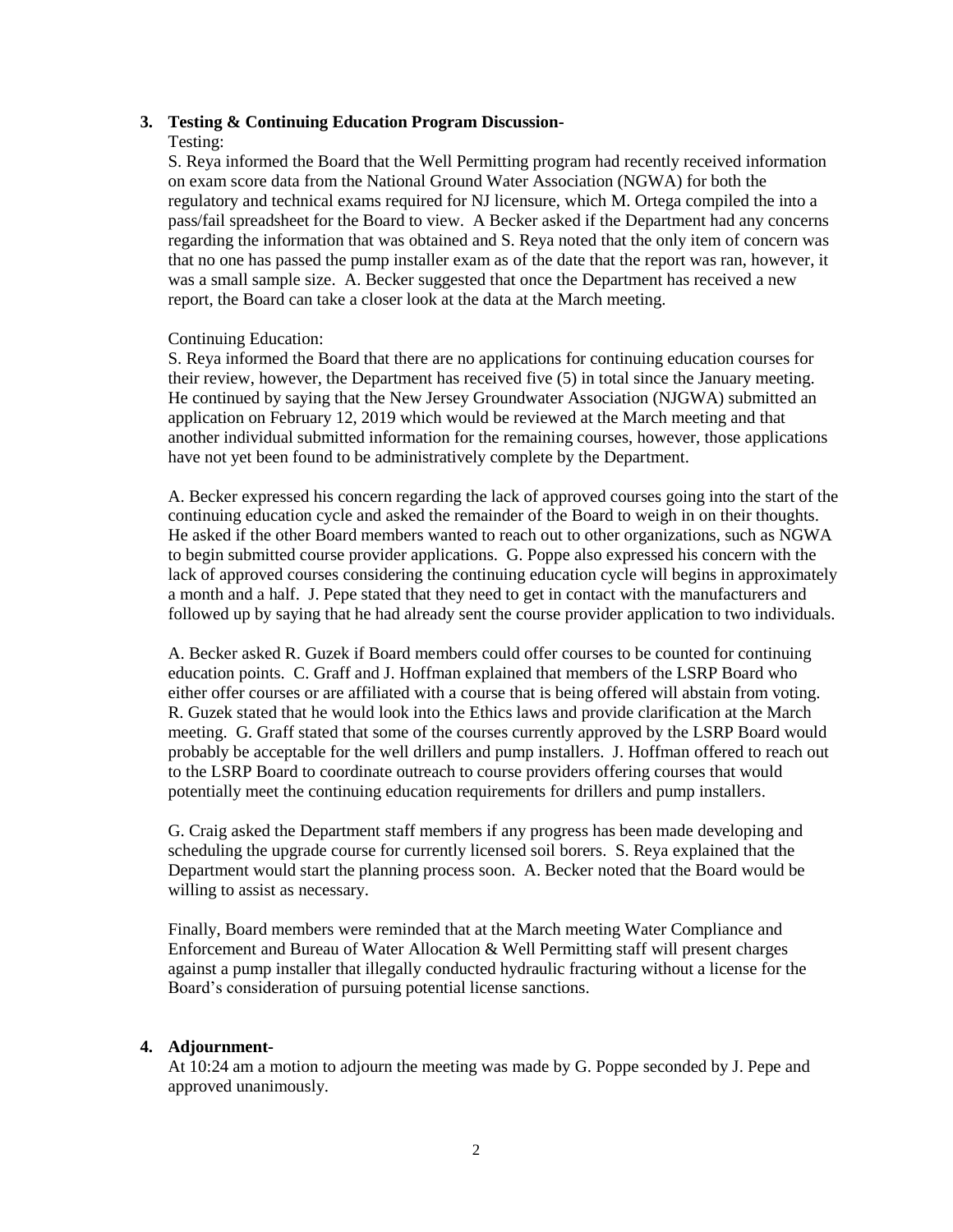**3. Testing & Continuing Education Program Discussion-**

Testing:

S. Reya informed the Board that the Well Permitting program had recently received information on exam score data from the National Ground Water Association (NGWA) for both the regulatory and technical exams required for NJ licensure, which M. Ortega compiled the into a pass/fail spreadsheet for the Board to view. A Becker asked if the Department had any concerns regarding the information that was obtained and S. Reya noted that the only item of concern was that no one has passed the pump installer exam as of the date that the report was ran, however, it was a small sample size. A. Becker suggested that once the Department has received a new report, the Board can take a closer look at the data at the March meeting.

Continuing Education:

S. Reya informed the Board that there are no applications for continuing education courses for their review, however, the Department has received five (5) in total since the January meeting. He continued by saying that the New Jersey Groundwater Association (NJGWA) submitted an application on February 12, 2019 which would be reviewed at the March meeting and that another individual submitted information for the remaining courses, however, those applications have not yet been found to be administratively complete by the Department.

A. Becker expressed his concern regarding the lack of approved courses going into the start of the continuing education cycle and asked the remainder of the Board to weigh in on their thoughts. He asked if the other Board members wanted to reach out to other organizations, such as NGWA to begin submitted course provider applications. G. Poppe also expressed his concern with the lack of approved courses considering the continuing education cycle will begins in approximately a month and a half. J. Pepe stated that they need to get in contact with the manufacturers and followed up by saying that he had already sent the course provider application to two individuals.

A. Becker asked R. Guzek if Board members could offer courses to be counted for continuing education points. C. Graff and J. Hoffman explained that members of the LSRP Board who either offer courses or are affiliated with a course that is being offered will abstain from voting. R. Guzek stated that he would look into the Ethics laws and provide clarification at the March meeting. G. Graff stated that some of the courses currently approved by the LSRP Board would probably be acceptable for the well drillers and pump installers. J. Hoffman offered to reach out to the LSRP Board to coordinate outreach to course providers offering courses that would potentially meet the continuing education requirements for drillers and pump installers.

G. Craig asked the Department staff members if any progress has been made developing and scheduling the upgrade course for currently licensed soil borers. S. Reya explained that the Department would start the planning process soon. A. Becker noted that the Board would be willing to assist as necessary.

Finally, Board members were reminded that at the March meeting Water Compliance and Enforcement and Bureau of Water Allocation & Well Permitting staff will present charges against a pump installer that illegally conducted hydraulic fracturing without a license for the Board's consideration of pursuing potential license sanctions.

**4. Adjournment-**

At 10:24 am a motion to adjourn the meeting was made by G. Poppe seconded by J. Pepe and approved unanimously.